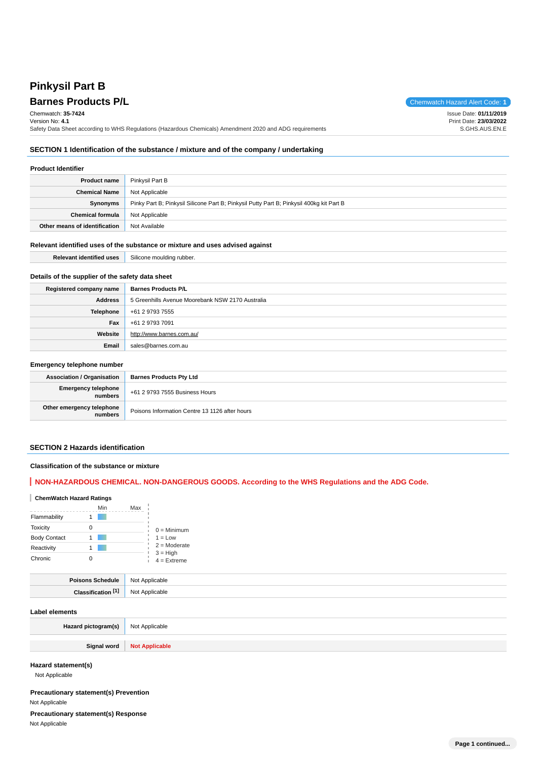# Pinkysil Part B

## Barnes Products P/L

Chemwatch Hazard Alert Code: **1**

Chemwatch: **35-7424**
Version No: **4.1**
Safety Data Sheet according to WHS Regulations (Hazardous Chemicals) Amendment 2020 and ADG requirements

Issue Date: **01/11/2019**
Print Date: **23/03/2022**
S.GHS.AUS.EN.E

## SECTION 1 Identification of the substance / mixture and of the company / undertaking

### Product Identifier

| | |
|---|---|
| **Product name** | Pinkysil Part B |
| **Chemical Name** | Not Applicable |
| **Synonyms** | Pinky Part B; Pinkysil Silicone Part B; Pinkysil Putty Part B; Pinkysil 400kg kit Part B |
| **Chemical formula** | Not Applicable |
| **Other means of identification** | Not Available |

### Relevant identified uses of the substance or mixture and uses advised against

| | |
|---|---|
| **Relevant identified uses** | Silicone moulding rubber. |

### Details of the supplier of the safety data sheet

| | |
|---|---|
| **Registered company name** | **Barnes Products P/L** |
| **Address** | 5 Greenhills Avenue Moorebank NSW 2170 Australia |
| **Telephone** | +61 2 9793 7555 |
| **Fax** | +61 2 9793 7091 |
| **Website** | http://www.barnes.com.au/ |
| **Email** | sales@barnes.com.au |

### Emergency telephone number

| | |
|---|---|
| **Association / Organisation** | **Barnes Products Pty Ltd** |
| **Emergency telephone numbers** | +61 2 9793 7555 Business Hours |
| **Other emergency telephone numbers** | Poisons Information Centre 13 1126 after hours |

## SECTION 2 Hazards identification

### Classification of the substance or mixture

**NON-HAZARDOUS CHEMICAL. NON-DANGEROUS GOODS. According to the WHS Regulations and the ADG Code.**

**ChemWatch Hazard Ratings**

| | Min | Max |
|---|---|---|
| Flammability | 1 | |
| Toxicity | 0 | |
| Body Contact | 1 | |
| Reactivity | 1 | |
| Chronic | 0 | |

0 = Minimum
1 = Low
2 = Moderate
3 = High
4 = Extreme

| | |
|---|---|
| **Poisons Schedule** | Not Applicable |
| **Classification [1]** | Not Applicable |

### Label elements

| | |
|---|---|
| **Hazard pictogram(s)** | Not Applicable |
| **Signal word** | **Not Applicable** |

### Hazard statement(s)

Not Applicable

### Precautionary statement(s) Prevention

Not Applicable

### Precautionary statement(s) Response

Not Applicable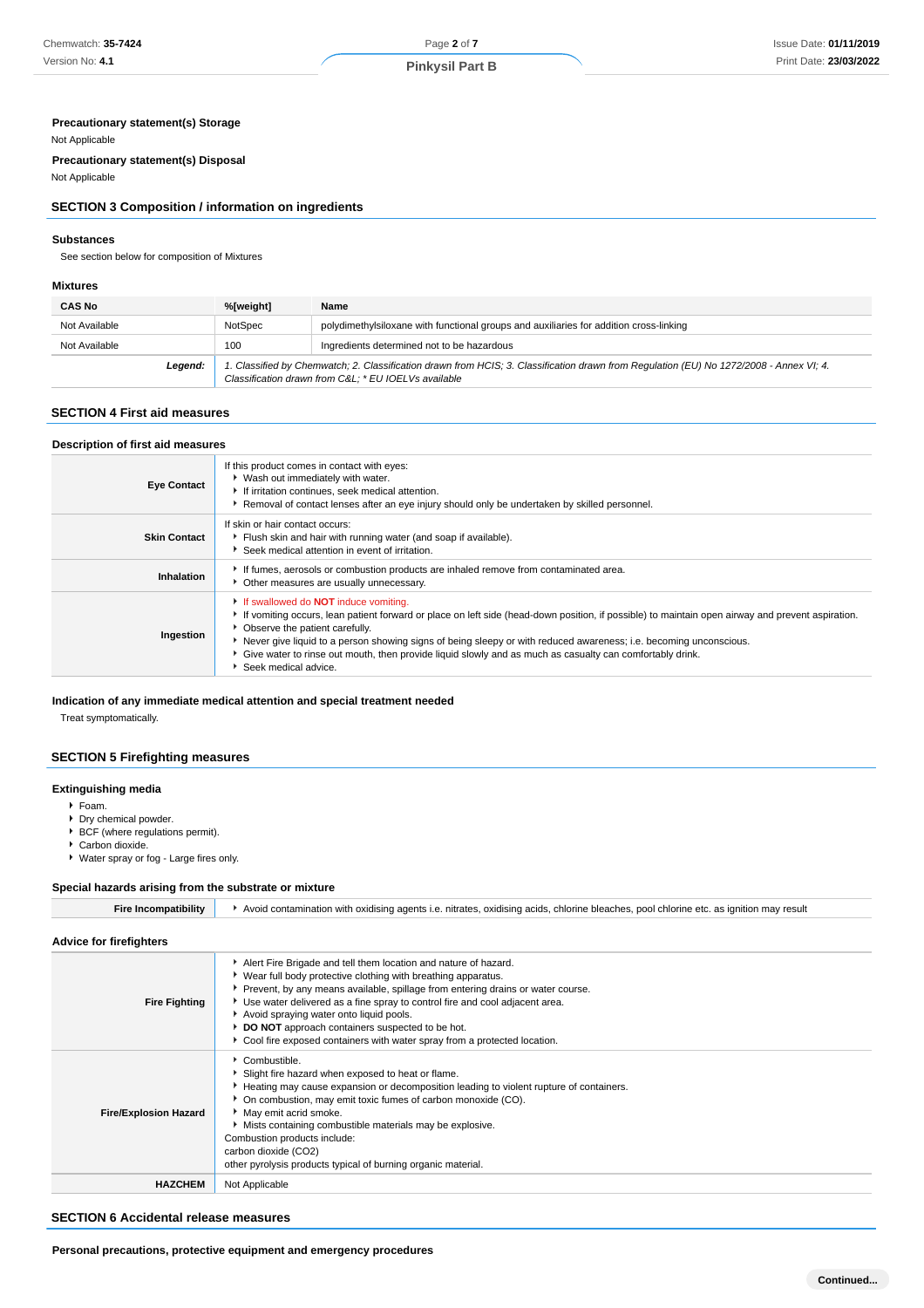### Precautionary statement(s) Storage

Not Applicable

### Precautionary statement(s) Disposal

Not Applicable

## SECTION 3 Composition / information on ingredients

### Substances

See section below for composition of Mixtures

### Mixtures

| CAS No | %[weight] | Name |
|---|---|---|
| Not Available | NotSpec | polydimethylsiloxane with functional groups and auxiliaries for addition cross-linking |
| Not Available | 100 | Ingredients determined not to be hazardous |
| ***Legend:*** | *1. Classified by Chemwatch; 2. Classification drawn from HCIS; 3. Classification drawn from Regulation (EU) No 1272/2008 - Annex VI; 4. Classification drawn from C&L; * EU IOELVs available* | |

## SECTION 4 First aid measures

### Description of first aid measures

| | |
|---|---|
| **Eye Contact** | If this product comes in contact with eyes:<br>‣ Wash out immediately with water.<br>‣ If irritation continues, seek medical attention.<br>‣ Removal of contact lenses after an eye injury should only be undertaken by skilled personnel. |
| **Skin Contact** | If skin or hair contact occurs:<br>‣ Flush skin and hair with running water (and soap if available).<br>‣ Seek medical attention in event of irritation. |
| **Inhalation** | ‣ If fumes, aerosols or combustion products are inhaled remove from contaminated area.<br>‣ Other measures are usually unnecessary. |
| **Ingestion** | ‣ If swallowed do **NOT** induce vomiting.<br>‣ If vomiting occurs, lean patient forward or place on left side (head-down position, if possible) to maintain open airway and prevent aspiration.<br>‣ Observe the patient carefully.<br>‣ Never give liquid to a person showing signs of being sleepy or with reduced awareness; i.e. becoming unconscious.<br>‣ Give water to rinse out mouth, then provide liquid slowly and as much as casualty can comfortably drink.<br>‣ Seek medical advice. |

### Indication of any immediate medical attention and special treatment needed

Treat symptomatically.

## SECTION 5 Firefighting measures

### Extinguishing media

- Foam.
- Dry chemical powder.
- BCF (where regulations permit).
- Carbon dioxide.
- Water spray or fog - Large fires only.

### Special hazards arising from the substrate or mixture

| | |
|---|---|
| **Fire Incompatibility** | ‣ Avoid contamination with oxidising agents i.e. nitrates, oxidising acids, chlorine bleaches, pool chlorine etc. as ignition may result |

### Advice for firefighters

| | |
|---|---|
| **Fire Fighting** | ‣ Alert Fire Brigade and tell them location and nature of hazard.<br>‣ Wear full body protective clothing with breathing apparatus.<br>‣ Prevent, by any means available, spillage from entering drains or water course.<br>‣ Use water delivered as a fine spray to control fire and cool adjacent area.<br>‣ Avoid spraying water onto liquid pools.<br>‣ **DO NOT** approach containers suspected to be hot.<br>‣ Cool fire exposed containers with water spray from a protected location. |
| **Fire/Explosion Hazard** | ‣ Combustible.<br>‣ Slight fire hazard when exposed to heat or flame.<br>‣ Heating may cause expansion or decomposition leading to violent rupture of containers.<br>‣ On combustion, may emit toxic fumes of carbon monoxide (CO).<br>‣ May emit acrid smoke.<br>‣ Mists containing combustible materials may be explosive.<br>Combustion products include:<br>carbon dioxide ($CO_2$)<br>other pyrolysis products typical of burning organic material. |
| **HAZCHEM** | Not Applicable |

## SECTION 6 Accidental release measures

### Personal precautions, protective equipment and emergency procedures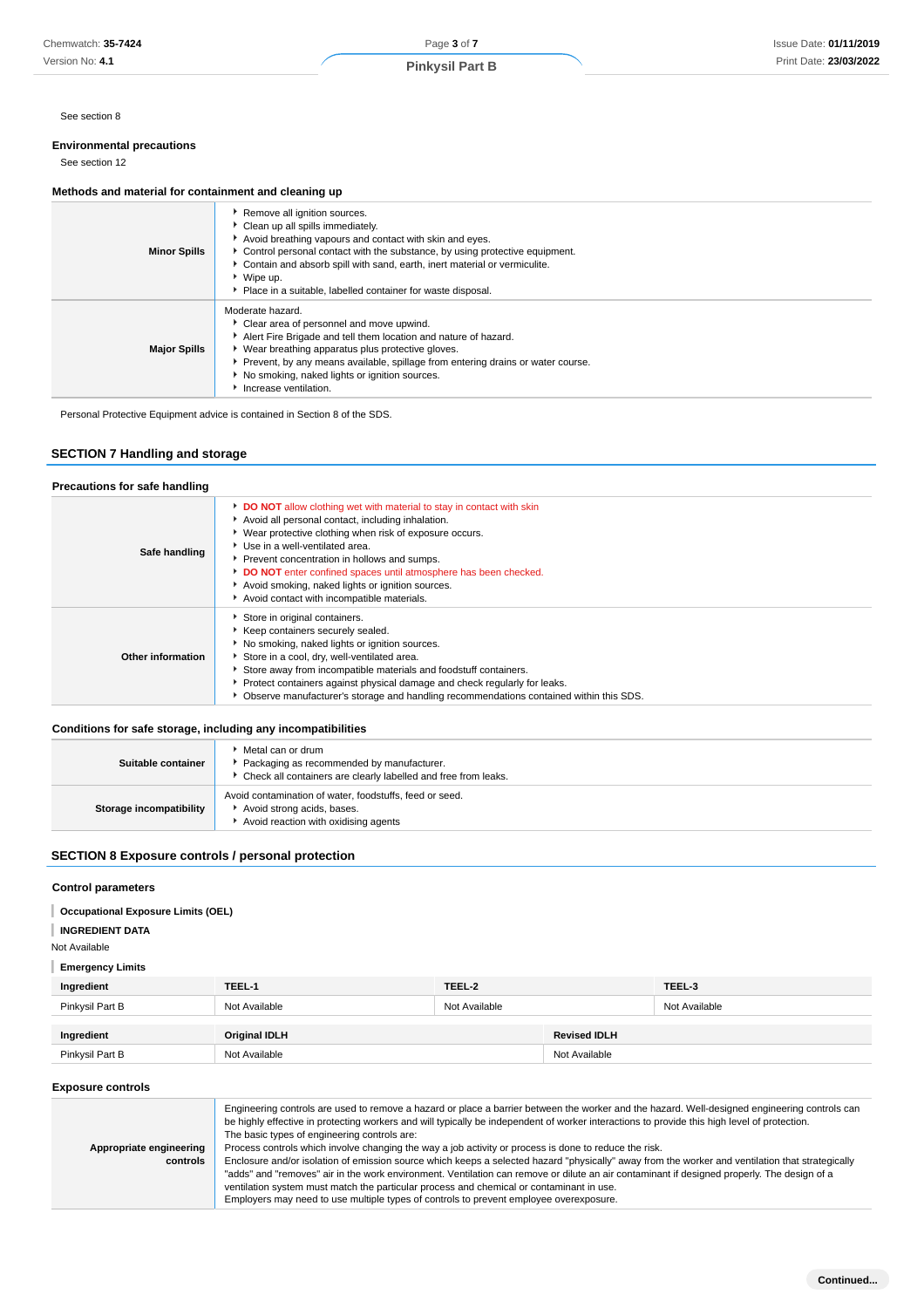See section 8

### Environmental precautions

See section 12

### Methods and material for containment and cleaning up

| | |
|---|---|
| **Minor Spills** | - Remove all ignition sources.<br>- Clean up all spills immediately.<br>- Avoid breathing vapours and contact with skin and eyes.<br>- Control personal contact with the substance, by using protective equipment.<br>- Contain and absorb spill with sand, earth, inert material or vermiculite.<br>- Wipe up.<br>- Place in a suitable, labelled container for waste disposal. |
| **Major Spills** | Moderate hazard.<br>- Clear area of personnel and move upwind.<br>- Alert Fire Brigade and tell them location and nature of hazard.<br>- Wear breathing apparatus plus protective gloves.<br>- Prevent, by any means available, spillage from entering drains or water course.<br>- No smoking, naked lights or ignition sources.<br>- Increase ventilation. |

Personal Protective Equipment advice is contained in Section 8 of the SDS.

## SECTION 7 Handling and storage

### Precautions for safe handling

| | |
|---|---|
| **Safe handling** | - **DO NOT** allow clothing wet with material to stay in contact with skin<br>- Avoid all personal contact, including inhalation.<br>- Wear protective clothing when risk of exposure occurs.<br>- Use in a well-ventilated area.<br>- Prevent concentration in hollows and sumps.<br>- **DO NOT** enter confined spaces until atmosphere has been checked.<br>- Avoid smoking, naked lights or ignition sources.<br>- Avoid contact with incompatible materials. |
| **Other information** | - Store in original containers.<br>- Keep containers securely sealed.<br>- No smoking, naked lights or ignition sources.<br>- Store in a cool, dry, well-ventilated area.<br>- Store away from incompatible materials and foodstuff containers.<br>- Protect containers against physical damage and check regularly for leaks.<br>- Observe manufacturer's storage and handling recommendations contained within this SDS. |

### Conditions for safe storage, including any incompatibilities

| | |
|---|---|
| **Suitable container** | - Metal can or drum<br>- Packaging as recommended by manufacturer.<br>- Check all containers are clearly labelled and free from leaks. |
| **Storage incompatibility** | Avoid contamination of water, foodstuffs, feed or seed.<br>- Avoid strong acids, bases.<br>- Avoid reaction with oxidising agents |

## SECTION 8 Exposure controls / personal protection

### Control parameters

**Occupational Exposure Limits (OEL)**

**INGREDIENT DATA**

Not Available

**Emergency Limits**

| Ingredient | TEEL-1 | TEEL-2 | TEEL-3 |
|---|---|---|---|
| Pinkysil Part B | Not Available | Not Available | Not Available |

| Ingredient | Original IDLH | Revised IDLH |
|---|---|---|
| Pinkysil Part B | Not Available | Not Available |

### Exposure controls

| | |
|---|---|
| **Appropriate engineering controls** | Engineering controls are used to remove a hazard or place a barrier between the worker and the hazard. Well-designed engineering controls can be highly effective in protecting workers and will typically be independent of worker interactions to provide this high level of protection.<br>The basic types of engineering controls are:<br>Process controls which involve changing the way a job activity or process is done to reduce the risk.<br>Enclosure and/or isolation of emission source which keeps a selected hazard "physically" away from the worker and ventilation that strategically "adds" and "removes" air in the work environment. Ventilation can remove or dilute an air contaminant if designed properly. The design of a ventilation system must match the particular process and chemical or contaminant in use.<br>Employers may need to use multiple types of controls to prevent employee overexposure. |

**Continued...**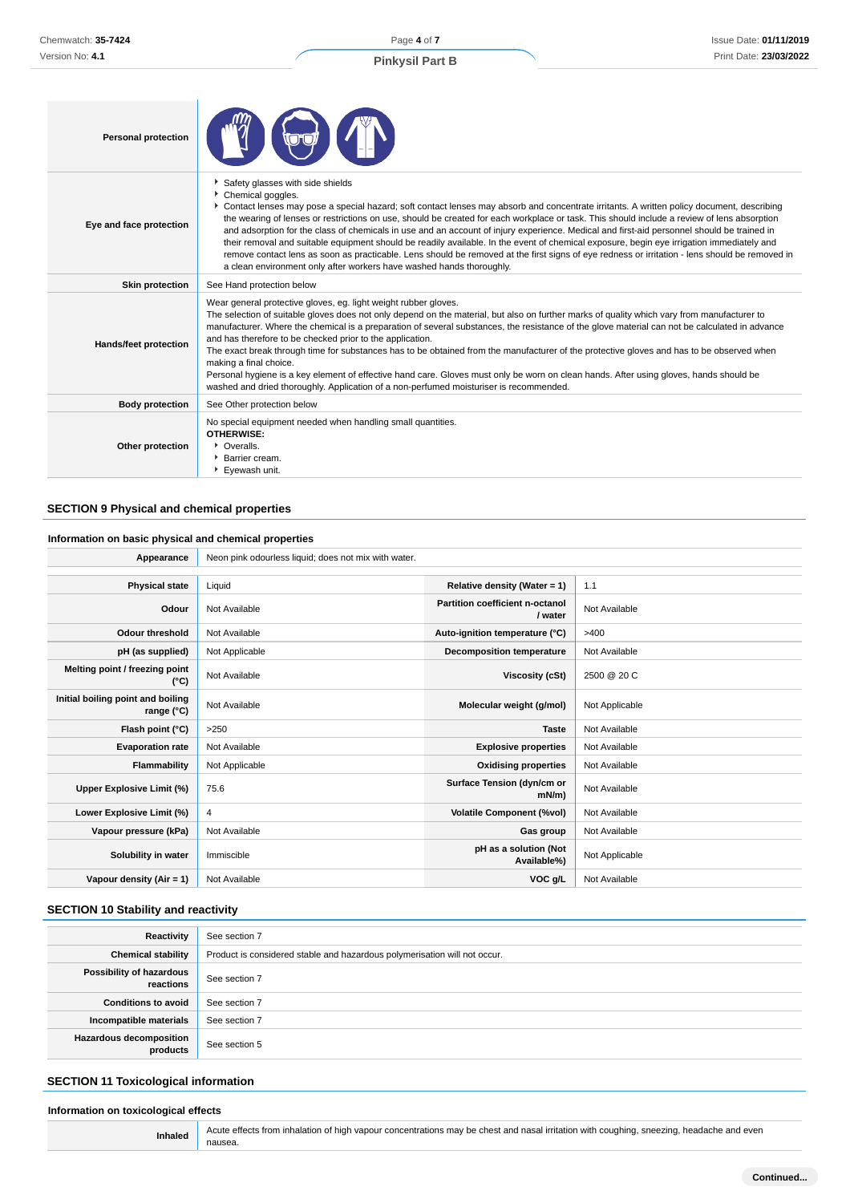| | |
|---|---|
| **Personal protection** | |
| **Eye and face protection** | • Safety glasses with side shields<br>• Chemical goggles.<br>• Contact lenses may pose a special hazard; soft contact lenses may absorb and concentrate irritants. A written policy document, describing the wearing of lenses or restrictions on use, should be created for each workplace or task. This should include a review of lens absorption and adsorption for the class of chemicals in use and an account of injury experience. Medical and first-aid personnel should be trained in their removal and suitable equipment should be readily available. In the event of chemical exposure, begin eye irrigation immediately and remove contact lens as soon as practicable. Lens should be removed at the first signs of eye redness or irritation - lens should be removed in a clean environment only after workers have washed hands thoroughly. |
| **Skin protection** | See Hand protection below |
| **Hands/feet protection** | Wear general protective gloves, eg. light weight rubber gloves.<br>The selection of suitable gloves does not only depend on the material, but also on further marks of quality which vary from manufacturer to manufacturer. Where the chemical is a preparation of several substances, the resistance of the glove material can not be calculated in advance and has therefore to be checked prior to the application.<br>The exact break through time for substances has to be obtained from the manufacturer of the protective gloves and has to be observed when making a final choice.<br>Personal hygiene is a key element of effective hand care. Gloves must only be worn on clean hands. After using gloves, hands should be washed and dried thoroughly. Application of a non-perfumed moisturiser is recommended. |
| **Body protection** | See Other protection below |
| **Other protection** | No special equipment needed when handling small quantities.<br>**OTHERWISE:**<br>• Overalls.<br>• Barrier cream.<br>• Eyewash unit. |

## SECTION 9 Physical and chemical properties

### Information on basic physical and chemical properties

| | | | |
|---|---|---|---|
| **Appearance** | Neon pink odourless liquid; does not mix with water. | | |
| **Physical state** | Liquid | **Relative density (Water = 1)** | 1.1 |
| **Odour** | Not Available | **Partition coefficient n-octanol / water** | Not Available |
| **Odour threshold** | Not Available | **Auto-ignition temperature (°C)** | >400 |
| **pH (as supplied)** | Not Applicable | **Decomposition temperature** | Not Available |
| **Melting point / freezing point (°C)** | Not Available | **Viscosity (cSt)** | 2500 @ 20 C |
| **Initial boiling point and boiling range (°C)** | Not Available | **Molecular weight (g/mol)** | Not Applicable |
| **Flash point (°C)** | >250 | **Taste** | Not Available |
| **Evaporation rate** | Not Available | **Explosive properties** | Not Available |
| **Flammability** | Not Applicable | **Oxidising properties** | Not Available |
| **Upper Explosive Limit (%)** | 75.6 | **Surface Tension (dyn/cm or mN/m)** | Not Available |
| **Lower Explosive Limit (%)** | 4 | **Volatile Component (%vol)** | Not Available |
| **Vapour pressure (kPa)** | Not Available | **Gas group** | Not Available |
| **Solubility in water** | Immiscible | **pH as a solution (Not Available%)** | Not Applicable |
| **Vapour density (Air = 1)** | Not Available | **VOC g/L** | Not Available |

## SECTION 10 Stability and reactivity

| | |
|---|---|
| **Reactivity** | See section 7 |
| **Chemical stability** | Product is considered stable and hazardous polymerisation will not occur. |
| **Possibility of hazardous reactions** | See section 7 |
| **Conditions to avoid** | See section 7 |
| **Incompatible materials** | See section 7 |
| **Hazardous decomposition products** | See section 5 |

## SECTION 11 Toxicological information

### Information on toxicological effects

| | |
|---|---|
| **Inhaled** | Acute effects from inhalation of high vapour concentrations may be chest and nasal irritation with coughing, sneezing, headache and even nausea. |

Continued...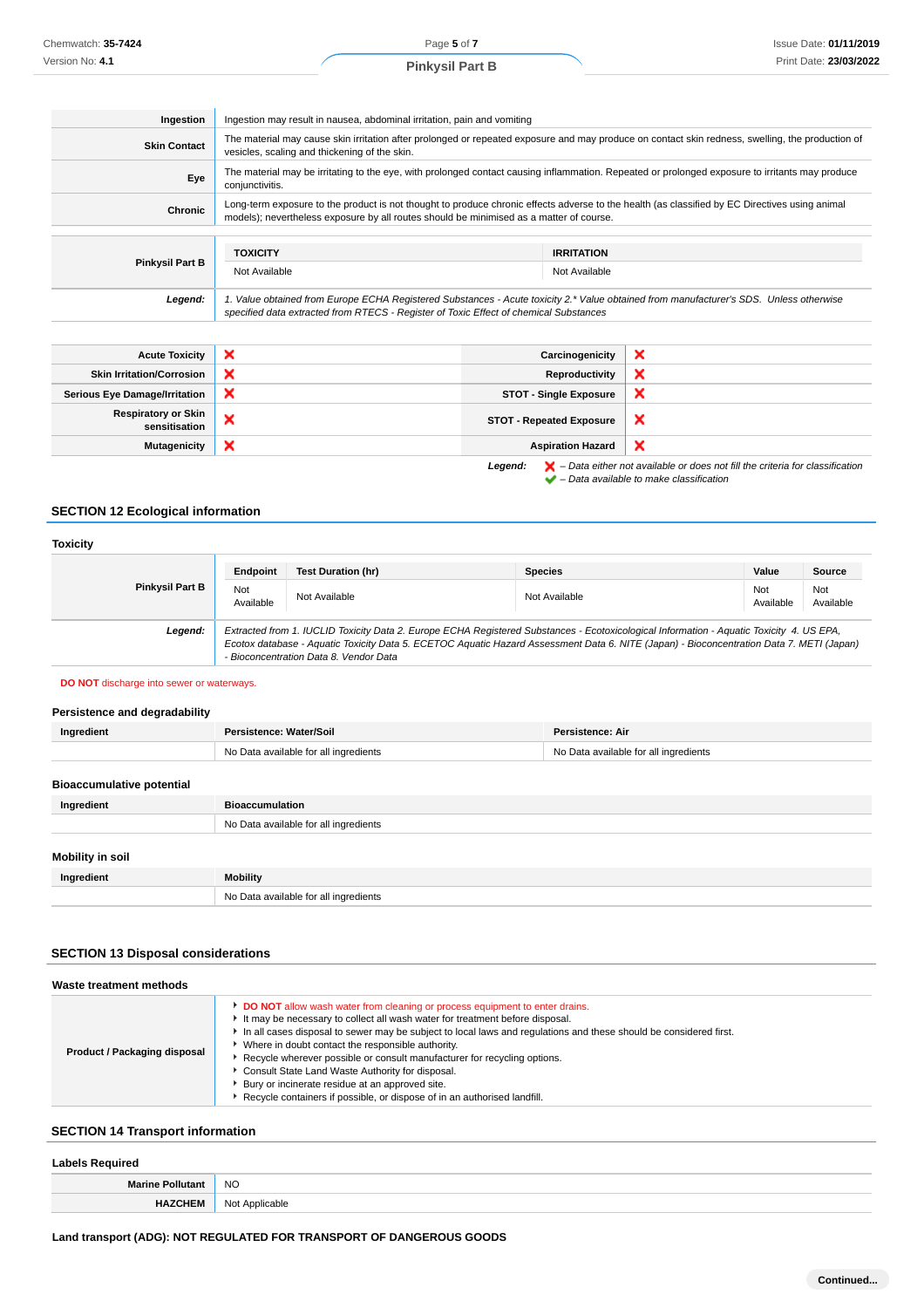| | |
|---|---|
| **Ingestion** | Ingestion may result in nausea, abdominal irritation, pain and vomiting |
| **Skin Contact** | The material may cause skin irritation after prolonged or repeated exposure and may produce on contact skin redness, swelling, the production of vesicles, scaling and thickening of the skin. |
| **Eye** | The material may be irritating to the eye, with prolonged contact causing inflammation. Repeated or prolonged exposure to irritants may produce conjunctivitis. |
| **Chronic** | Long-term exposure to the product is not thought to produce chronic effects adverse to the health (as classified by EC Directives using animal models); nevertheless exposure by all routes should be minimised as a matter of course. |

| | TOXICITY | IRRITATION |
|---|---|---|
| **Pinkysil Part B** | Not Available | Not Available |

***Legend:*** *1. Value obtained from Europe ECHA Registered Substances - Acute toxicity 2.\* Value obtained from manufacturer's SDS. Unless otherwise specified data extracted from RTECS - Register of Toxic Effect of chemical Substances*

| | | | |
|---|---|---|---|
| **Acute Toxicity** | ❌ | **Carcinogenicity** | ❌ |
| **Skin Irritation/Corrosion** | ❌ | **Reproductivity** | ❌ |
| **Serious Eye Damage/Irritation** | ❌ | **STOT - Single Exposure** | ❌ |
| **Respiratory or Skin sensitisation** | ❌ | **STOT - Repeated Exposure** | ❌ |
| **Mutagenicity** | ❌ | **Aspiration Hazard** | ❌ |

***Legend:*** ❌ *– Data either not available or does not fill the criteria for classification*
✔ *– Data available to make classification*

## SECTION 12 Ecological information

### Toxicity

| | Endpoint | Test Duration (hr) | Species | Value | Source |
|---|---|---|---|---|---|
| **Pinkysil Part B** | Not Available | Not Available | Not Available | Not Available | Not Available |

***Legend:*** *Extracted from 1. IUCLID Toxicity Data 2. Europe ECHA Registered Substances - Ecotoxicological Information - Aquatic Toxicity 4. US EPA, Ecotox database - Aquatic Toxicity Data 5. ECETOC Aquatic Hazard Assessment Data 6. NITE (Japan) - Bioconcentration Data 7. METI (Japan) - Bioconcentration Data 8. Vendor Data*

**DO NOT** discharge into sewer or waterways.

### Persistence and degradability

| Ingredient | Persistence: Water/Soil | Persistence: Air |
|---|---|---|
| | No Data available for all ingredients | No Data available for all ingredients |

### Bioaccumulative potential

| Ingredient | Bioaccumulation |
|---|---|
| | No Data available for all ingredients |

### Mobility in soil

| Ingredient | Mobility |
|---|---|
| | No Data available for all ingredients |

## SECTION 13 Disposal considerations

### Waste treatment methods

**Product / Packaging disposal**

- **DO NOT** allow wash water from cleaning or process equipment to enter drains.
- It may be necessary to collect all wash water for treatment before disposal.
- In all cases disposal to sewer may be subject to local laws and regulations and these should be considered first.
- Where in doubt contact the responsible authority.
- Recycle wherever possible or consult manufacturer for recycling options.
- Consult State Land Waste Authority for disposal.
- Bury or incinerate residue at an approved site.
- Recycle containers if possible, or dispose of in an authorised landfill.

## SECTION 14 Transport information

### Labels Required

| | |
|---|---|
| **Marine Pollutant** | NO |
| **HAZCHEM** | Not Applicable |

**Land transport (ADG): NOT REGULATED FOR TRANSPORT OF DANGEROUS GOODS**

**Continued...**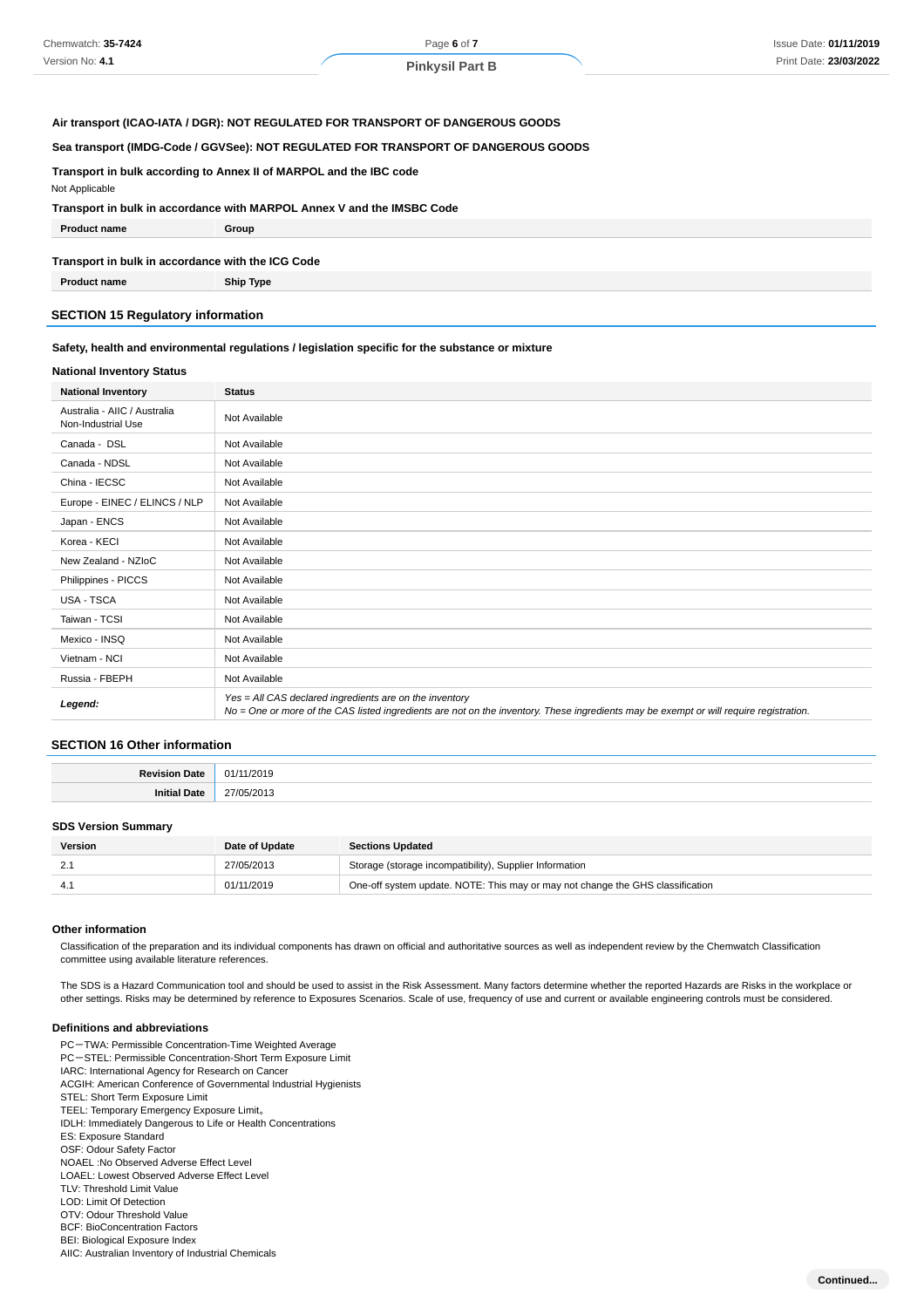**Air transport (ICAO-IATA / DGR): NOT REGULATED FOR TRANSPORT OF DANGEROUS GOODS**

**Sea transport (IMDG-Code / GGVSee): NOT REGULATED FOR TRANSPORT OF DANGEROUS GOODS**

**Transport in bulk according to Annex II of MARPOL and the IBC code**

Not Applicable

**Transport in bulk in accordance with MARPOL Annex V and the IMSBC Code**

| Product name | Group |
|---|---|

**Transport in bulk in accordance with the ICG Code**

| Product name | Ship Type |
|---|---|

## SECTION 15 Regulatory information

**Safety, health and environmental regulations / legislation specific for the substance or mixture**

**National Inventory Status**

| National Inventory | Status |
|---|---|
| Australia - AIIC / Australia Non-Industrial Use | Not Available |
| Canada - DSL | Not Available |
| Canada - NDSL | Not Available |
| China - IECSC | Not Available |
| Europe - EINEC / ELINCS / NLP | Not Available |
| Japan - ENCS | Not Available |
| Korea - KECI | Not Available |
| New Zealand - NZIoC | Not Available |
| Philippines - PICCS | Not Available |
| USA - TSCA | Not Available |
| Taiwan - TCSI | Not Available |
| Mexico - INSQ | Not Available |
| Vietnam - NCI | Not Available |
| Russia - FBEPH | Not Available |
| ***Legend:*** | *Yes = All CAS declared ingredients are on the inventory*<br>*No = One or more of the CAS listed ingredients are not on the inventory. These ingredients may be exempt or will require registration.* |

## SECTION 16 Other information

| | |
|---|---|
| **Revision Date** | 01/11/2019 |
| **Initial Date** | 27/05/2013 |

### SDS Version Summary

| Version | Date of Update | Sections Updated |
|---|---|---|
| 2.1 | 27/05/2013 | Storage (storage incompatibility), Supplier Information |
| 4.1 | 01/11/2019 | One-off system update. NOTE: This may or may not change the GHS classification |

### Other information

Classification of the preparation and its individual components has drawn on official and authoritative sources as well as independent review by the Chemwatch Classification committee using available literature references.

The SDS is a Hazard Communication tool and should be used to assist in the Risk Assessment. Many factors determine whether the reported Hazards are Risks in the workplace or other settings. Risks may be determined by reference to Exposures Scenarios. Scale of use, frequency of use and current or available engineering controls must be considered.

### Definitions and abbreviations

PC－TWA: Permissible Concentration-Time Weighted Average
PC－STEL: Permissible Concentration-Short Term Exposure Limit
IARC: International Agency for Research on Cancer
ACGIH: American Conference of Governmental Industrial Hygienists
STEL: Short Term Exposure Limit
TEEL: Temporary Emergency Exposure Limit。
IDLH: Immediately Dangerous to Life or Health Concentrations
ES: Exposure Standard
OSF: Odour Safety Factor
NOAEL :No Observed Adverse Effect Level
LOAEL: Lowest Observed Adverse Effect Level
TLV: Threshold Limit Value
LOD: Limit Of Detection
OTV: Odour Threshold Value
BCF: BioConcentration Factors
BEI: Biological Exposure Index
AIIC: Australian Inventory of Industrial Chemicals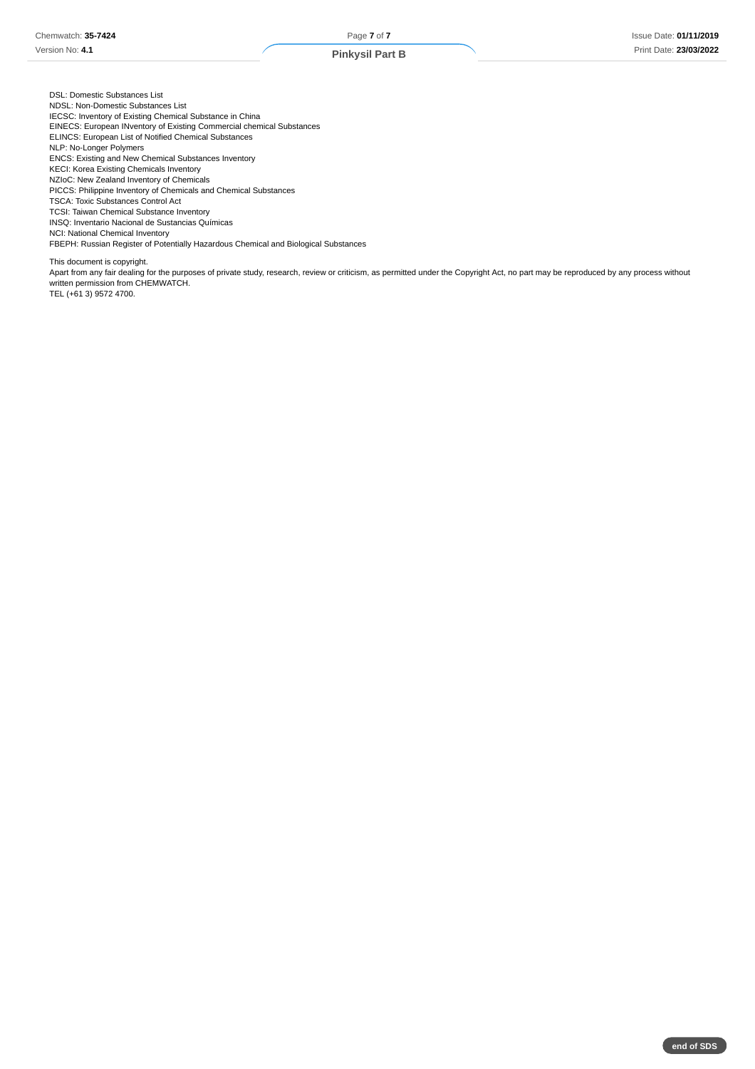DSL: Domestic Substances List
NDSL: Non-Domestic Substances List
IECSC: Inventory of Existing Chemical Substance in China
EINECS: European INventory of Existing Commercial chemical Substances
ELINCS: European List of Notified Chemical Substances
NLP: No-Longer Polymers
ENCS: Existing and New Chemical Substances Inventory
KECI: Korea Existing Chemicals Inventory
NZIoC: New Zealand Inventory of Chemicals
PICCS: Philippine Inventory of Chemicals and Chemical Substances
TSCA: Toxic Substances Control Act
TCSI: Taiwan Chemical Substance Inventory
INSQ: Inventario Nacional de Sustancias Químicas
NCI: National Chemical Inventory
FBEPH: Russian Register of Potentially Hazardous Chemical and Biological Substances

This document is copyright.
Apart from any fair dealing for the purposes of private study, research, review or criticism, as permitted under the Copyright Act, no part may be reproduced by any process without written permission from CHEMWATCH.
TEL (+61 3) 9572 4700.

**end of SDS**